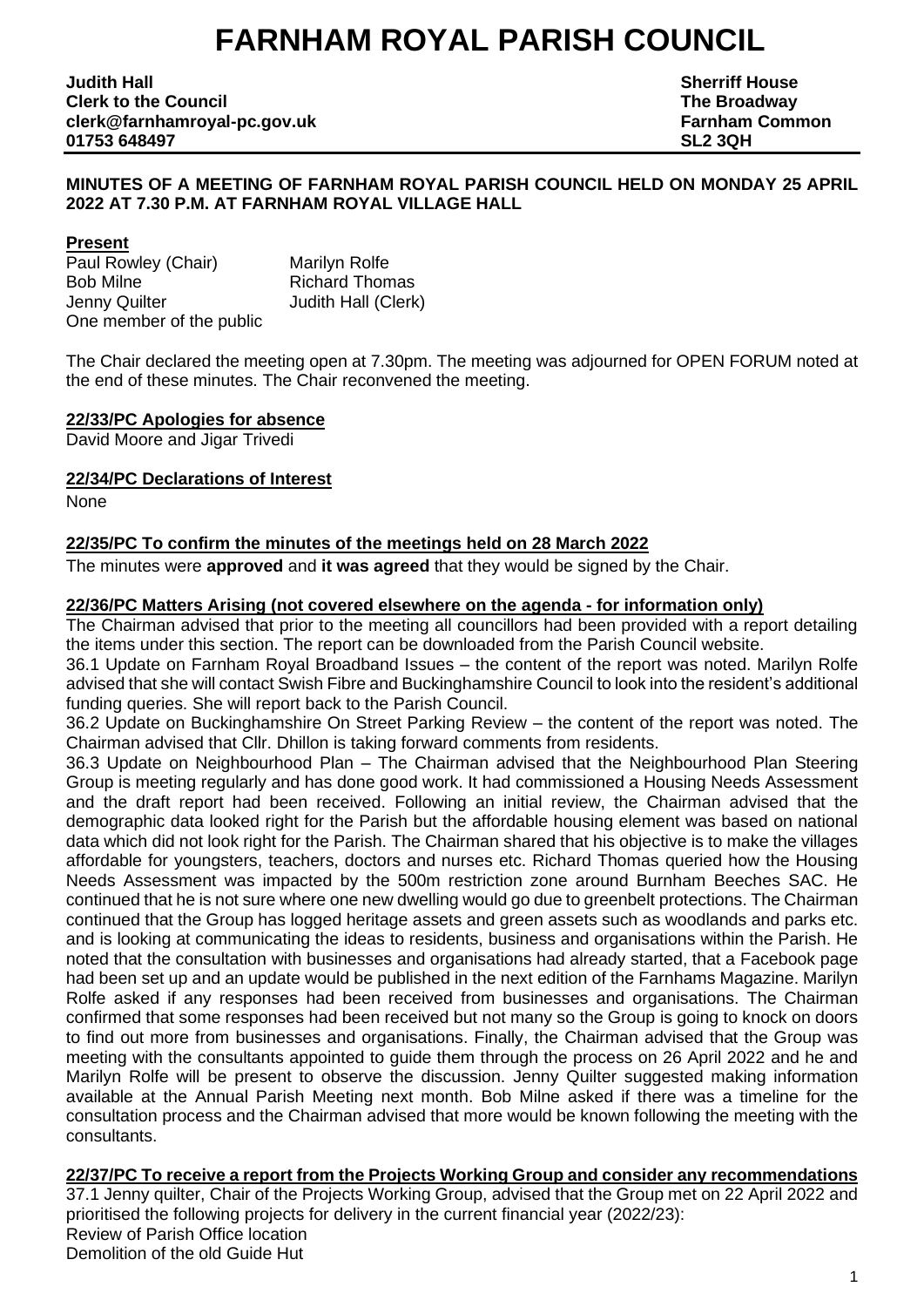# FARNHAM ROYAL PARISH COUNCIL

**Judith Hall**
**Clerk to the Council**
**clerk@farnhamroyal-pc.gov.uk**
**01753 648497**

**Sherriff House**
**The Broadway**
**Farnham Common**
**SL2 3QH**

**MINUTES OF A MEETING OF FARNHAM ROYAL PARISH COUNCIL HELD ON MONDAY 25 APRIL 2022 AT 7.30 P.M. AT FARNHAM ROYAL VILLAGE HALL**

**Present**

Paul Rowley (Chair)
Marilyn Rolfe
Bob Milne
Richard Thomas
Jenny Quilter
Judith Hall (Clerk)
One member of the public

The Chair declared the meeting open at 7.30pm. The meeting was adjourned for OPEN FORUM noted at the end of these minutes. The Chair reconvened the meeting.

**22/33/PC Apologies for absence**

David Moore and Jigar Trivedi

**22/34/PC Declarations of Interest**

None

**22/35/PC To confirm the minutes of the meetings held on 28 March 2022**

The minutes were **approved** and **it was agreed** that they would be signed by the Chair.

**22/36/PC Matters Arising (not covered elsewhere on the agenda - for information only)**

The Chairman advised that prior to the meeting all councillors had been provided with a report detailing the items under this section. The report can be downloaded from the Parish Council website.

36.1 Update on Farnham Royal Broadband Issues – the content of the report was noted. Marilyn Rolfe advised that she will contact Swish Fibre and Buckinghamshire Council to look into the resident's additional funding queries. She will report back to the Parish Council.

36.2 Update on Buckinghamshire On Street Parking Review – the content of the report was noted. The Chairman advised that Cllr. Dhillon is taking forward comments from residents.

36.3 Update on Neighbourhood Plan – The Chairman advised that the Neighbourhood Plan Steering Group is meeting regularly and has done good work. It had commissioned a Housing Needs Assessment and the draft report had been received. Following an initial review, the Chairman advised that the demographic data looked right for the Parish but the affordable housing element was based on national data which did not look right for the Parish. The Chairman shared that his objective is to make the villages affordable for youngsters, teachers, doctors and nurses etc. Richard Thomas queried how the Housing Needs Assessment was impacted by the 500m restriction zone around Burnham Beeches SAC. He continued that he is not sure where one new dwelling would go due to greenbelt protections. The Chairman continued that the Group has logged heritage assets and green assets such as woodlands and parks etc. and is looking at communicating the ideas to residents, business and organisations within the Parish. He noted that the consultation with businesses and organisations had already started, that a Facebook page had been set up and an update would be published in the next edition of the Farnhams Magazine. Marilyn Rolfe asked if any responses had been received from businesses and organisations. The Chairman confirmed that some responses had been received but not many so the Group is going to knock on doors to find out more from businesses and organisations. Finally, the Chairman advised that the Group was meeting with the consultants appointed to guide them through the process on 26 April 2022 and he and Marilyn Rolfe will be present to observe the discussion. Jenny Quilter suggested making information available at the Annual Parish Meeting next month. Bob Milne asked if there was a timeline for the consultation process and the Chairman advised that more would be known following the meeting with the consultants.

**22/37/PC To receive a report from the Projects Working Group and consider any recommendations**

37.1 Jenny quilter, Chair of the Projects Working Group, advised that the Group met on 22 April 2022 and prioritised the following projects for delivery in the current financial year (2022/23):

Review of Parish Office location
Demolition of the old Guide Hut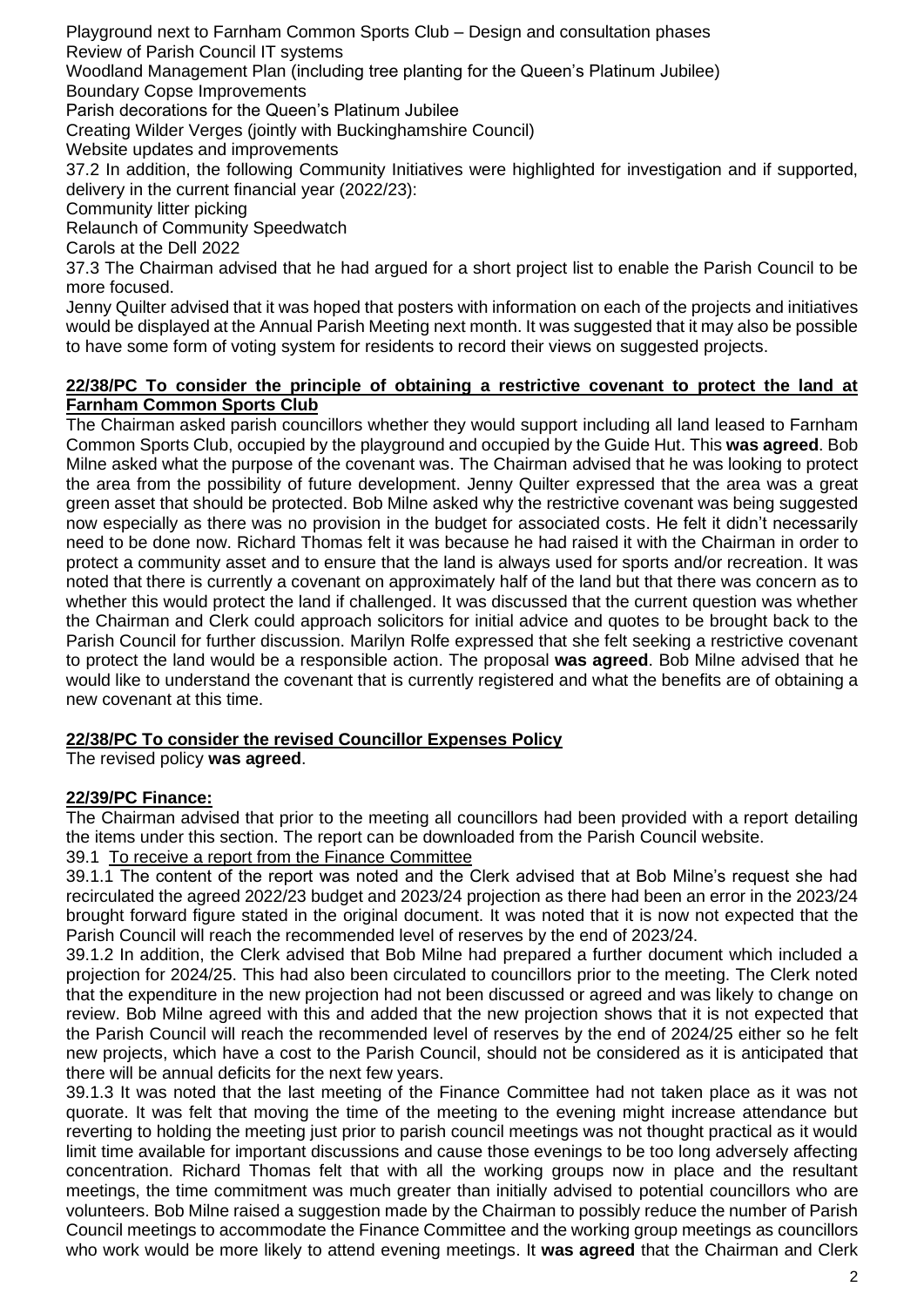Playground next to Farnham Common Sports Club – Design and consultation phases
Review of Parish Council IT systems
Woodland Management Plan (including tree planting for the Queen's Platinum Jubilee)
Boundary Copse Improvements
Parish decorations for the Queen's Platinum Jubilee
Creating Wilder Verges (jointly with Buckinghamshire Council)
Website updates and improvements

37.2 In addition, the following Community Initiatives were highlighted for investigation and if supported, delivery in the current financial year (2022/23):

Community litter picking
Relaunch of Community Speedwatch
Carols at the Dell 2022

37.3 The Chairman advised that he had argued for a short project list to enable the Parish Council to be more focused.

Jenny Quilter advised that it was hoped that posters with information on each of the projects and initiatives would be displayed at the Annual Parish Meeting next month. It was suggested that it may also be possible to have some form of voting system for residents to record their views on suggested projects.

**22/38/PC To consider the principle of obtaining a restrictive covenant to protect the land at Farnham Common Sports Club**

The Chairman asked parish councillors whether they would support including all land leased to Farnham Common Sports Club, occupied by the playground and occupied by the Guide Hut. This **was agreed**. Bob Milne asked what the purpose of the covenant was. The Chairman advised that he was looking to protect the area from the possibility of future development. Jenny Quilter expressed that the area was a great green asset that should be protected. Bob Milne asked why the restrictive covenant was being suggested now especially as there was no provision in the budget for associated costs. He felt it didn't necessarily need to be done now. Richard Thomas felt it was because he had raised it with the Chairman in order to protect a community asset and to ensure that the land is always used for sports and/or recreation. It was noted that there is currently a covenant on approximately half of the land but that there was concern as to whether this would protect the land if challenged. It was discussed that the current question was whether the Chairman and Clerk could approach solicitors for initial advice and quotes to be brought back to the Parish Council for further discussion. Marilyn Rolfe expressed that she felt seeking a restrictive covenant to protect the land would be a responsible action. The proposal **was agreed**. Bob Milne advised that he would like to understand the covenant that is currently registered and what the benefits are of obtaining a new covenant at this time.

**22/38/PC To consider the revised Councillor Expenses Policy**

The revised policy **was agreed**.

**22/39/PC Finance:**

The Chairman advised that prior to the meeting all councillors had been provided with a report detailing the items under this section. The report can be downloaded from the Parish Council website.

39.1 To receive a report from the Finance Committee

39.1.1 The content of the report was noted and the Clerk advised that at Bob Milne's request she had recirculated the agreed 2022/23 budget and 2023/24 projection as there had been an error in the 2023/24 brought forward figure stated in the original document. It was noted that it is now not expected that the Parish Council will reach the recommended level of reserves by the end of 2023/24.

39.1.2 In addition, the Clerk advised that Bob Milne had prepared a further document which included a projection for 2024/25. This had also been circulated to councillors prior to the meeting. The Clerk noted that the expenditure in the new projection had not been discussed or agreed and was likely to change on review. Bob Milne agreed with this and added that the new projection shows that it is not expected that the Parish Council will reach the recommended level of reserves by the end of 2024/25 either so he felt new projects, which have a cost to the Parish Council, should not be considered as it is anticipated that there will be annual deficits for the next few years.

39.1.3 It was noted that the last meeting of the Finance Committee had not taken place as it was not quorate. It was felt that moving the time of the meeting to the evening might increase attendance but reverting to holding the meeting just prior to parish council meetings was not thought practical as it would limit time available for important discussions and cause those evenings to be too long adversely affecting concentration. Richard Thomas felt that with all the working groups now in place and the resultant meetings, the time commitment was much greater than initially advised to potential councillors who are volunteers. Bob Milne raised a suggestion made by the Chairman to possibly reduce the number of Parish Council meetings to accommodate the Finance Committee and the working group meetings as councillors who work would be more likely to attend evening meetings. It **was agreed** that the Chairman and Clerk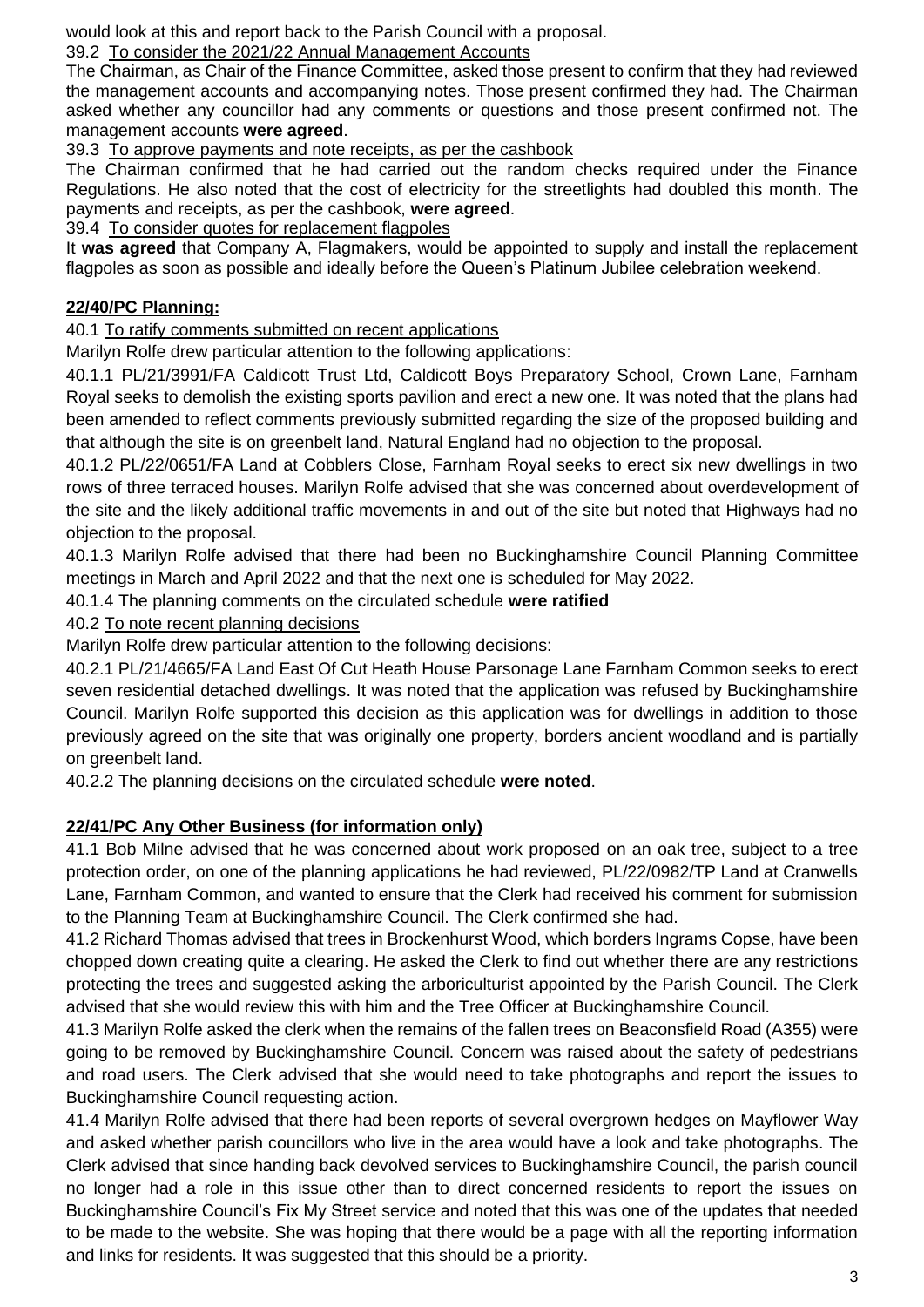would look at this and report back to the Parish Council with a proposal.

39.2 To consider the 2021/22 Annual Management Accounts

The Chairman, as Chair of the Finance Committee, asked those present to confirm that they had reviewed the management accounts and accompanying notes. Those present confirmed they had. The Chairman asked whether any councillor had any comments or questions and those present confirmed not. The management accounts **were agreed**.

39.3 To approve payments and note receipts, as per the cashbook

The Chairman confirmed that he had carried out the random checks required under the Finance Regulations. He also noted that the cost of electricity for the streetlights had doubled this month. The payments and receipts, as per the cashbook, **were agreed**.

39.4 To consider quotes for replacement flagpoles

It **was agreed** that Company A, Flagmakers, would be appointed to supply and install the replacement flagpoles as soon as possible and ideally before the Queen's Platinum Jubilee celebration weekend.

## 22/40/PC Planning:

40.1 To ratify comments submitted on recent applications

Marilyn Rolfe drew particular attention to the following applications:

40.1.1 PL/21/3991/FA Caldicott Trust Ltd, Caldicott Boys Preparatory School, Crown Lane, Farnham Royal seeks to demolish the existing sports pavilion and erect a new one. It was noted that the plans had been amended to reflect comments previously submitted regarding the size of the proposed building and that although the site is on greenbelt land, Natural England had no objection to the proposal.

40.1.2 PL/22/0651/FA Land at Cobblers Close, Farnham Royal seeks to erect six new dwellings in two rows of three terraced houses. Marilyn Rolfe advised that she was concerned about overdevelopment of the site and the likely additional traffic movements in and out of the site but noted that Highways had no objection to the proposal.

40.1.3 Marilyn Rolfe advised that there had been no Buckinghamshire Council Planning Committee meetings in March and April 2022 and that the next one is scheduled for May 2022.

40.1.4 The planning comments on the circulated schedule **were ratified**

40.2 To note recent planning decisions

Marilyn Rolfe drew particular attention to the following decisions:

40.2.1 PL/21/4665/FA Land East Of Cut Heath House Parsonage Lane Farnham Common seeks to erect seven residential detached dwellings. It was noted that the application was refused by Buckinghamshire Council. Marilyn Rolfe supported this decision as this application was for dwellings in addition to those previously agreed on the site that was originally one property, borders ancient woodland and is partially on greenbelt land.

40.2.2 The planning decisions on the circulated schedule **were noted**.

## 22/41/PC Any Other Business (for information only)

41.1 Bob Milne advised that he was concerned about work proposed on an oak tree, subject to a tree protection order, on one of the planning applications he had reviewed, PL/22/0982/TP Land at Cranwells Lane, Farnham Common, and wanted to ensure that the Clerk had received his comment for submission to the Planning Team at Buckinghamshire Council. The Clerk confirmed she had.

41.2 Richard Thomas advised that trees in Brockenhurst Wood, which borders Ingrams Copse, have been chopped down creating quite a clearing. He asked the Clerk to find out whether there are any restrictions protecting the trees and suggested asking the arboriculturist appointed by the Parish Council. The Clerk advised that she would review this with him and the Tree Officer at Buckinghamshire Council.

41.3 Marilyn Rolfe asked the clerk when the remains of the fallen trees on Beaconsfield Road (A355) were going to be removed by Buckinghamshire Council. Concern was raised about the safety of pedestrians and road users. The Clerk advised that she would need to take photographs and report the issues to Buckinghamshire Council requesting action.

41.4 Marilyn Rolfe advised that there had been reports of several overgrown hedges on Mayflower Way and asked whether parish councillors who live in the area would have a look and take photographs. The Clerk advised that since handing back devolved services to Buckinghamshire Council, the parish council no longer had a role in this issue other than to direct concerned residents to report the issues on Buckinghamshire Council's Fix My Street service and noted that this was one of the updates that needed to be made to the website. She was hoping that there would be a page with all the reporting information and links for residents. It was suggested that this should be a priority.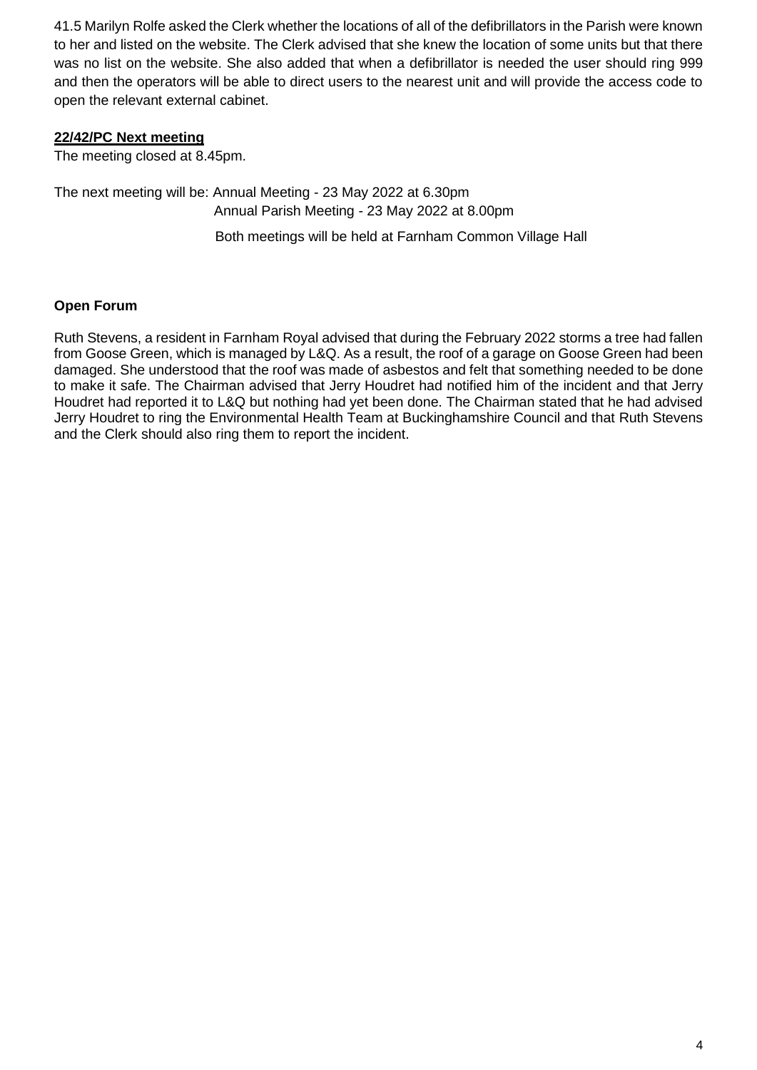41.5 Marilyn Rolfe asked the Clerk whether the locations of all of the defibrillators in the Parish were known to her and listed on the website. The Clerk advised that she knew the location of some units but that there was no list on the website. She also added that when a defibrillator is needed the user should ring 999 and then the operators will be able to direct users to the nearest unit and will provide the access code to open the relevant external cabinet.

**22/42/PC Next meeting**

The meeting closed at 8.45pm.

The next meeting will be: Annual Meeting - 23 May 2022 at 6.30pm
Annual Parish Meeting - 23 May 2022 at 8.00pm

Both meetings will be held at Farnham Common Village Hall

**Open Forum**

Ruth Stevens, a resident in Farnham Royal advised that during the February 2022 storms a tree had fallen from Goose Green, which is managed by L&Q. As a result, the roof of a garage on Goose Green had been damaged. She understood that the roof was made of asbestos and felt that something needed to be done to make it safe. The Chairman advised that Jerry Houdret had notified him of the incident and that Jerry Houdret had reported it to L&Q but nothing had yet been done. The Chairman stated that he had advised Jerry Houdret to ring the Environmental Health Team at Buckinghamshire Council and that Ruth Stevens and the Clerk should also ring them to report the incident.